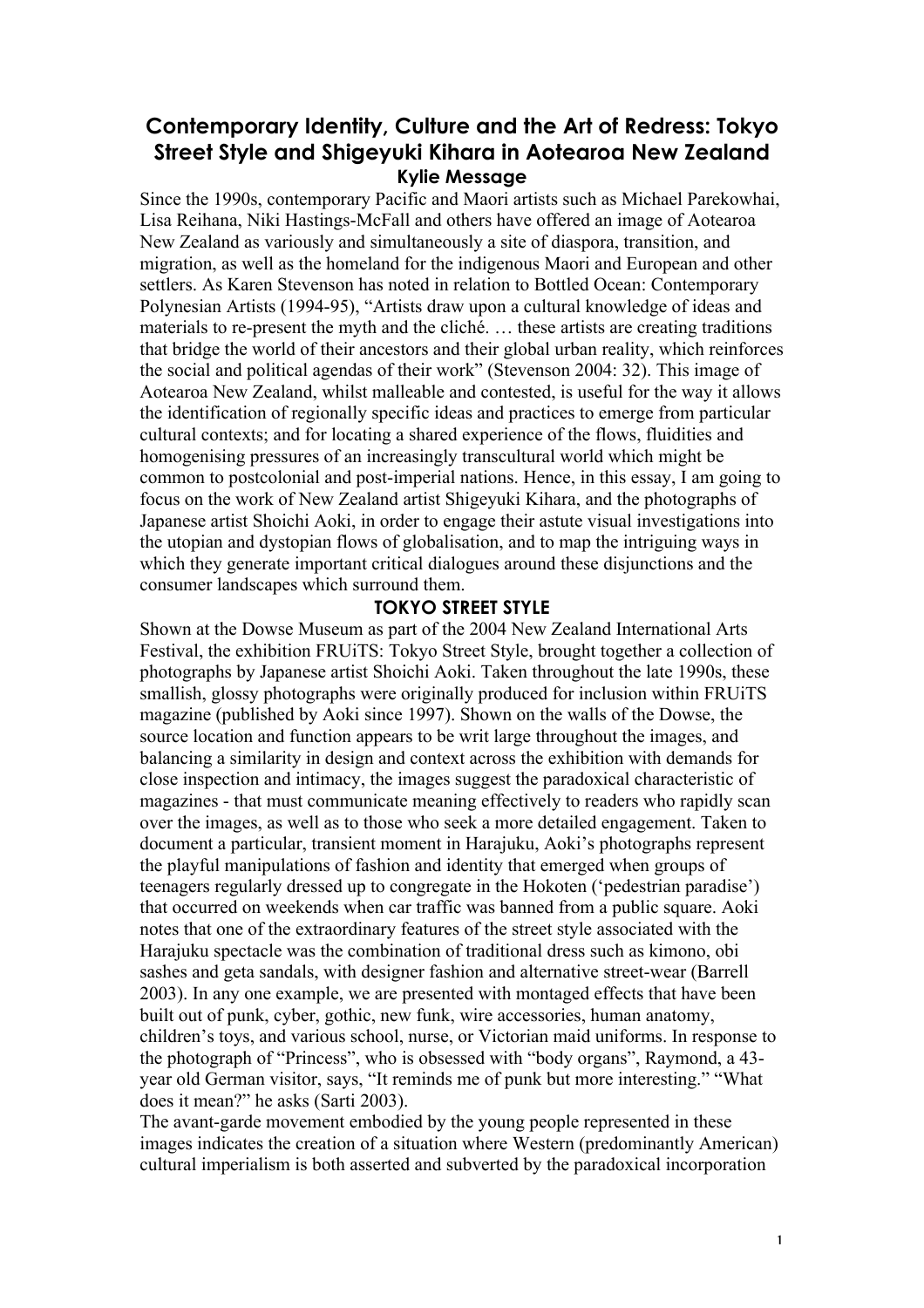# Contemporary Identity, Culture and the Art of Redress: Tokyo Street Style and Shigeyuki Kihara in Aotearoa New Zealand

**Kylie Message**

Since the 1990s, contemporary Pacific and Maori artists such as Michael Parekowhai, Lisa Reihana, Niki Hastings-McFall and others have offered an image of Aotearoa New Zealand as variously and simultaneously a site of diaspora, transition, and migration, as well as the homeland for the indigenous Maori and European and other settlers. As Karen Stevenson has noted in relation to Bottled Ocean: Contemporary Polynesian Artists (1994-95), "Artists draw upon a cultural knowledge of ideas and materials to re-present the myth and the cliché. … these artists are creating traditions that bridge the world of their ancestors and their global urban reality, which reinforces the social and political agendas of their work" (Stevenson 2004: 32). This image of Aotearoa New Zealand, whilst malleable and contested, is useful for the way it allows the identification of regionally specific ideas and practices to emerge from particular cultural contexts; and for locating a shared experience of the flows, fluidities and homogenising pressures of an increasingly transcultural world which might be common to postcolonial and post-imperial nations. Hence, in this essay, I am going to focus on the work of New Zealand artist Shigeyuki Kihara, and the photographs of Japanese artist Shoichi Aoki, in order to engage their astute visual investigations into the utopian and dystopian flows of globalisation, and to map the intriguing ways in which they generate important critical dialogues around these disjunctions and the consumer landscapes which surround them.

## TOKYO STREET STYLE

Shown at the Dowse Museum as part of the 2004 New Zealand International Arts Festival, the exhibition FRUiTS: Tokyo Street Style, brought together a collection of photographs by Japanese artist Shoichi Aoki. Taken throughout the late 1990s, these smallish, glossy photographs were originally produced for inclusion within FRUiTS magazine (published by Aoki since 1997). Shown on the walls of the Dowse, the source location and function appears to be writ large throughout the images, and balancing a similarity in design and context across the exhibition with demands for close inspection and intimacy, the images suggest the paradoxical characteristic of magazines - that must communicate meaning effectively to readers who rapidly scan over the images, as well as to those who seek a more detailed engagement. Taken to document a particular, transient moment in Harajuku, Aoki's photographs represent the playful manipulations of fashion and identity that emerged when groups of teenagers regularly dressed up to congregate in the Hokoten ('pedestrian paradise') that occurred on weekends when car traffic was banned from a public square. Aoki notes that one of the extraordinary features of the street style associated with the Harajuku spectacle was the combination of traditional dress such as kimono, obi sashes and geta sandals, with designer fashion and alternative street-wear (Barrell 2003). In any one example, we are presented with montaged effects that have been built out of punk, cyber, gothic, new funk, wire accessories, human anatomy, children's toys, and various school, nurse, or Victorian maid uniforms. In response to the photograph of "Princess", who is obsessed with "body organs", Raymond, a 43-year old German visitor, says, "It reminds me of punk but more interesting." "What does it mean?" he asks (Sarti 2003).

The avant-garde movement embodied by the young people represented in these images indicates the creation of a situation where Western (predominantly American) cultural imperialism is both asserted and subverted by the paradoxical incorporation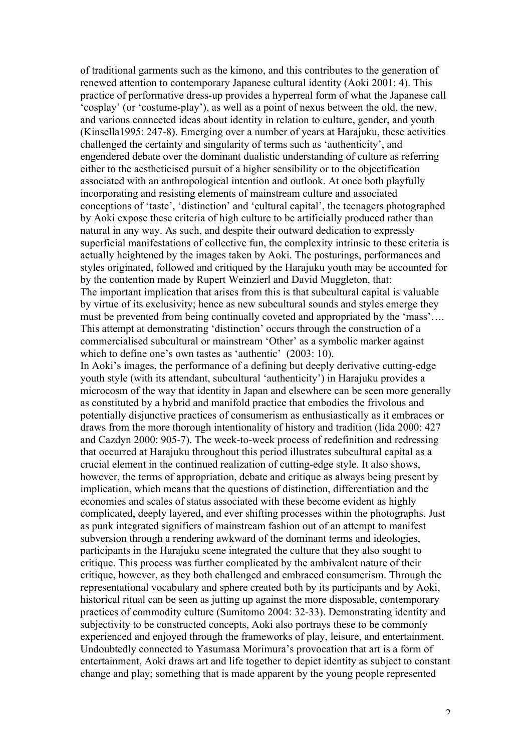of traditional garments such as the kimono, and this contributes to the generation of renewed attention to contemporary Japanese cultural identity (Aoki 2001: 4). This practice of performative dress-up provides a hyperreal form of what the Japanese call 'cosplay' (or 'costume-play'), as well as a point of nexus between the old, the new, and various connected ideas about identity in relation to culture, gender, and youth (Kinsella1995: 247-8). Emerging over a number of years at Harajuku, these activities challenged the certainty and singularity of terms such as 'authenticity', and engendered debate over the dominant dualistic understanding of culture as referring either to the aestheticised pursuit of a higher sensibility or to the objectification associated with an anthropological intention and outlook. At once both playfully incorporating and resisting elements of mainstream culture and associated conceptions of 'taste', 'distinction' and 'cultural capital', the teenagers photographed by Aoki expose these criteria of high culture to be artificially produced rather than natural in any way. As such, and despite their outward dedication to expressly superficial manifestations of collective fun, the complexity intrinsic to these criteria is actually heightened by the images taken by Aoki. The posturings, performances and styles originated, followed and critiqued by the Harajuku youth may be accounted for by the contention made by Rupert Weinzierl and David Muggleton, that:

The important implication that arises from this is that subcultural capital is valuable by virtue of its exclusivity; hence as new subcultural sounds and styles emerge they must be prevented from being continually coveted and appropriated by the 'mass'…. This attempt at demonstrating 'distinction' occurs through the construction of a commercialised subcultural or mainstream 'Other' as a symbolic marker against which to define one's own tastes as 'authentic' (2003: 10).

In Aoki's images, the performance of a defining but deeply derivative cutting-edge youth style (with its attendant, subcultural 'authenticity') in Harajuku provides a microcosm of the way that identity in Japan and elsewhere can be seen more generally as constituted by a hybrid and manifold practice that embodies the frivolous and potentially disjunctive practices of consumerism as enthusiastically as it embraces or draws from the more thorough intentionality of history and tradition (Iida 2000: 427 and Cazdyn 2000: 905-7). The week-to-week process of redefinition and redressing that occurred at Harajuku throughout this period illustrates subcultural capital as a crucial element in the continued realization of cutting-edge style. It also shows, however, the terms of appropriation, debate and critique as always being present by implication, which means that the questions of distinction, differentiation and the economies and scales of status associated with these become evident as highly complicated, deeply layered, and ever shifting processes within the photographs. Just as punk integrated signifiers of mainstream fashion out of an attempt to manifest subversion through a rendering awkward of the dominant terms and ideologies, participants in the Harajuku scene integrated the culture that they also sought to critique. This process was further complicated by the ambivalent nature of their critique, however, as they both challenged and embraced consumerism. Through the representational vocabulary and sphere created both by its participants and by Aoki, historical ritual can be seen as jutting up against the more disposable, contemporary practices of commodity culture (Sumitomo 2004: 32-33). Demonstrating identity and subjectivity to be constructed concepts, Aoki also portrays these to be commonly experienced and enjoyed through the frameworks of play, leisure, and entertainment. Undoubtedly connected to Yasumasa Morimura's provocation that art is a form of entertainment, Aoki draws art and life together to depict identity as subject to constant change and play; something that is made apparent by the young people represented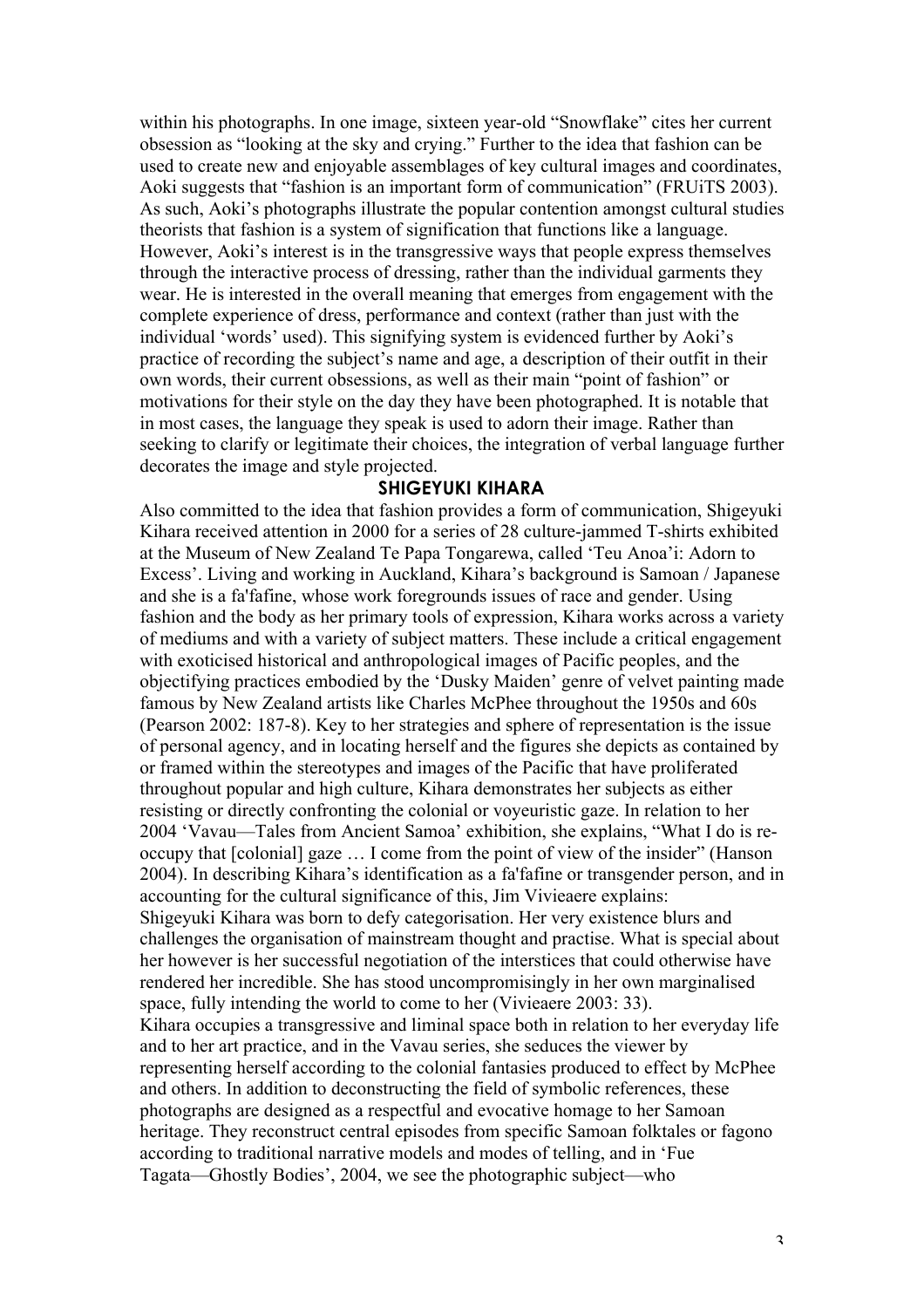within his photographs. In one image, sixteen year-old "Snowflake" cites her current obsession as "looking at the sky and crying." Further to the idea that fashion can be used to create new and enjoyable assemblages of key cultural images and coordinates, Aoki suggests that "fashion is an important form of communication" (FRUiTS 2003). As such, Aoki's photographs illustrate the popular contention amongst cultural studies theorists that fashion is a system of signification that functions like a language. However, Aoki's interest is in the transgressive ways that people express themselves through the interactive process of dressing, rather than the individual garments they wear. He is interested in the overall meaning that emerges from engagement with the complete experience of dress, performance and context (rather than just with the individual 'words' used). This signifying system is evidenced further by Aoki's practice of recording the subject's name and age, a description of their outfit in their own words, their current obsessions, as well as their main "point of fashion" or motivations for their style on the day they have been photographed. It is notable that in most cases, the language they speak is used to adorn their image. Rather than seeking to clarify or legitimate their choices, the integration of verbal language further decorates the image and style projected.

## SHIGEYUKI KIHARA

Also committed to the idea that fashion provides a form of communication, Shigeyuki Kihara received attention in 2000 for a series of 28 culture-jammed T-shirts exhibited at the Museum of New Zealand Te Papa Tongarewa, called 'Teu Anoa'i: Adorn to Excess'. Living and working in Auckland, Kihara's background is Samoan / Japanese and she is a fa'fafine, whose work foregrounds issues of race and gender. Using fashion and the body as her primary tools of expression, Kihara works across a variety of mediums and with a variety of subject matters. These include a critical engagement with exoticised historical and anthropological images of Pacific peoples, and the objectifying practices embodied by the 'Dusky Maiden' genre of velvet painting made famous by New Zealand artists like Charles McPhee throughout the 1950s and 60s (Pearson 2002: 187-8). Key to her strategies and sphere of representation is the issue of personal agency, and in locating herself and the figures she depicts as contained by or framed within the stereotypes and images of the Pacific that have proliferated throughout popular and high culture, Kihara demonstrates her subjects as either resisting or directly confronting the colonial or voyeuristic gaze. In relation to her 2004 'Vavau—Tales from Ancient Samoa' exhibition, she explains, "What I do is re-occupy that [colonial] gaze … I come from the point of view of the insider" (Hanson 2004). In describing Kihara's identification as a fa'fafine or transgender person, and in accounting for the cultural significance of this, Jim Vivieaere explains:

Shigeyuki Kihara was born to defy categorisation. Her very existence blurs and challenges the organisation of mainstream thought and practise. What is special about her however is her successful negotiation of the interstices that could otherwise have rendered her incredible. She has stood uncompromisingly in her own marginalised space, fully intending the world to come to her (Vivieaere 2003: 33).

Kihara occupies a transgressive and liminal space both in relation to her everyday life and to her art practice, and in the Vavau series, she seduces the viewer by representing herself according to the colonial fantasies produced to effect by McPhee and others. In addition to deconstructing the field of symbolic references, these photographs are designed as a respectful and evocative homage to her Samoan heritage. They reconstruct central episodes from specific Samoan folktales or fagono according to traditional narrative models and modes of telling, and in 'Fue Tagata—Ghostly Bodies', 2004, we see the photographic subject—who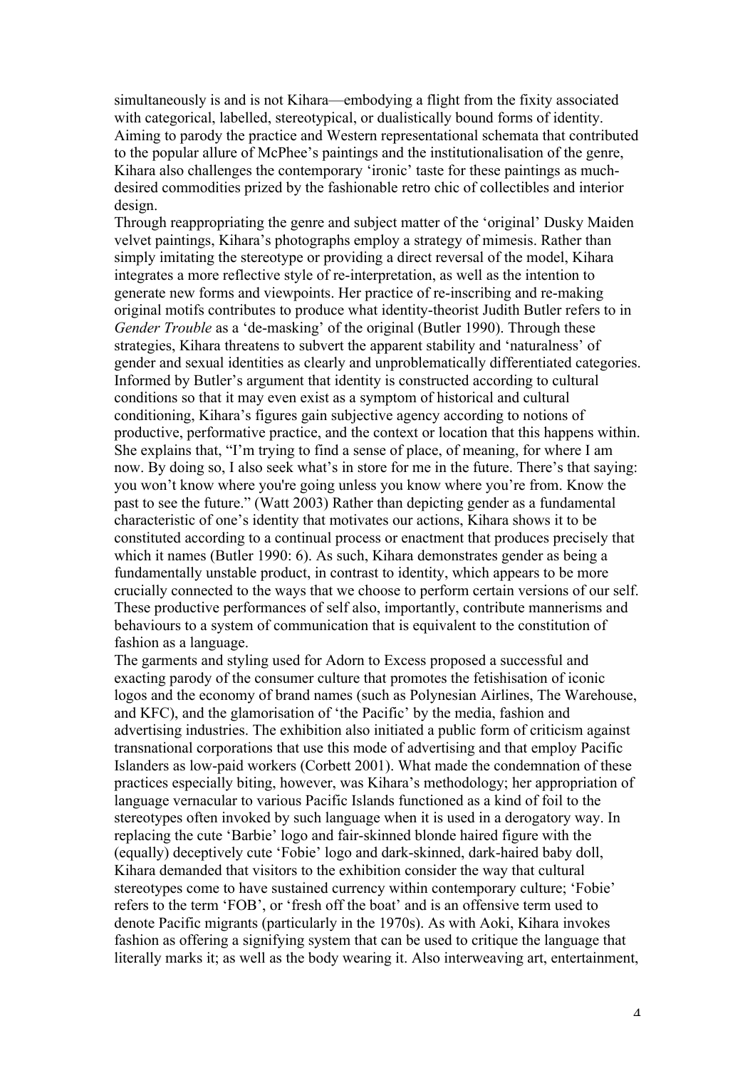simultaneously is and is not Kihara—embodying a flight from the fixity associated with categorical, labelled, stereotypical, or dualistically bound forms of identity. Aiming to parody the practice and Western representational schemata that contributed to the popular allure of McPhee's paintings and the institutionalisation of the genre, Kihara also challenges the contemporary 'ironic' taste for these paintings as much-desired commodities prized by the fashionable retro chic of collectibles and interior design.

Through reappropriating the genre and subject matter of the 'original' Dusky Maiden velvet paintings, Kihara's photographs employ a strategy of mimesis. Rather than simply imitating the stereotype or providing a direct reversal of the model, Kihara integrates a more reflective style of re-interpretation, as well as the intention to generate new forms and viewpoints. Her practice of re-inscribing and re-making original motifs contributes to produce what identity-theorist Judith Butler refers to in *Gender Trouble* as a 'de-masking' of the original (Butler 1990). Through these strategies, Kihara threatens to subvert the apparent stability and 'naturalness' of gender and sexual identities as clearly and unproblematically differentiated categories. Informed by Butler's argument that identity is constructed according to cultural conditions so that it may even exist as a symptom of historical and cultural conditioning, Kihara's figures gain subjective agency according to notions of productive, performative practice, and the context or location that this happens within. She explains that, "I'm trying to find a sense of place, of meaning, for where I am now. By doing so, I also seek what's in store for me in the future. There's that saying: you won't know where you're going unless you know where you're from. Know the past to see the future." (Watt 2003) Rather than depicting gender as a fundamental characteristic of one's identity that motivates our actions, Kihara shows it to be constituted according to a continual process or enactment that produces precisely that which it names (Butler 1990: 6). As such, Kihara demonstrates gender as being a fundamentally unstable product, in contrast to identity, which appears to be more crucially connected to the ways that we choose to perform certain versions of our self. These productive performances of self also, importantly, contribute mannerisms and behaviours to a system of communication that is equivalent to the constitution of fashion as a language.

The garments and styling used for Adorn to Excess proposed a successful and exacting parody of the consumer culture that promotes the fetishisation of iconic logos and the economy of brand names (such as Polynesian Airlines, The Warehouse, and KFC), and the glamorisation of 'the Pacific' by the media, fashion and advertising industries. The exhibition also initiated a public form of criticism against transnational corporations that use this mode of advertising and that employ Pacific Islanders as low-paid workers (Corbett 2001). What made the condemnation of these practices especially biting, however, was Kihara's methodology; her appropriation of language vernacular to various Pacific Islands functioned as a kind of foil to the stereotypes often invoked by such language when it is used in a derogatory way. In replacing the cute 'Barbie' logo and fair-skinned blonde haired figure with the (equally) deceptively cute 'Fobie' logo and dark-skinned, dark-haired baby doll, Kihara demanded that visitors to the exhibition consider the way that cultural stereotypes come to have sustained currency within contemporary culture; 'Fobie' refers to the term 'FOB', or 'fresh off the boat' and is an offensive term used to denote Pacific migrants (particularly in the 1970s). As with Aoki, Kihara invokes fashion as offering a signifying system that can be used to critique the language that literally marks it; as well as the body wearing it. Also interweaving art, entertainment,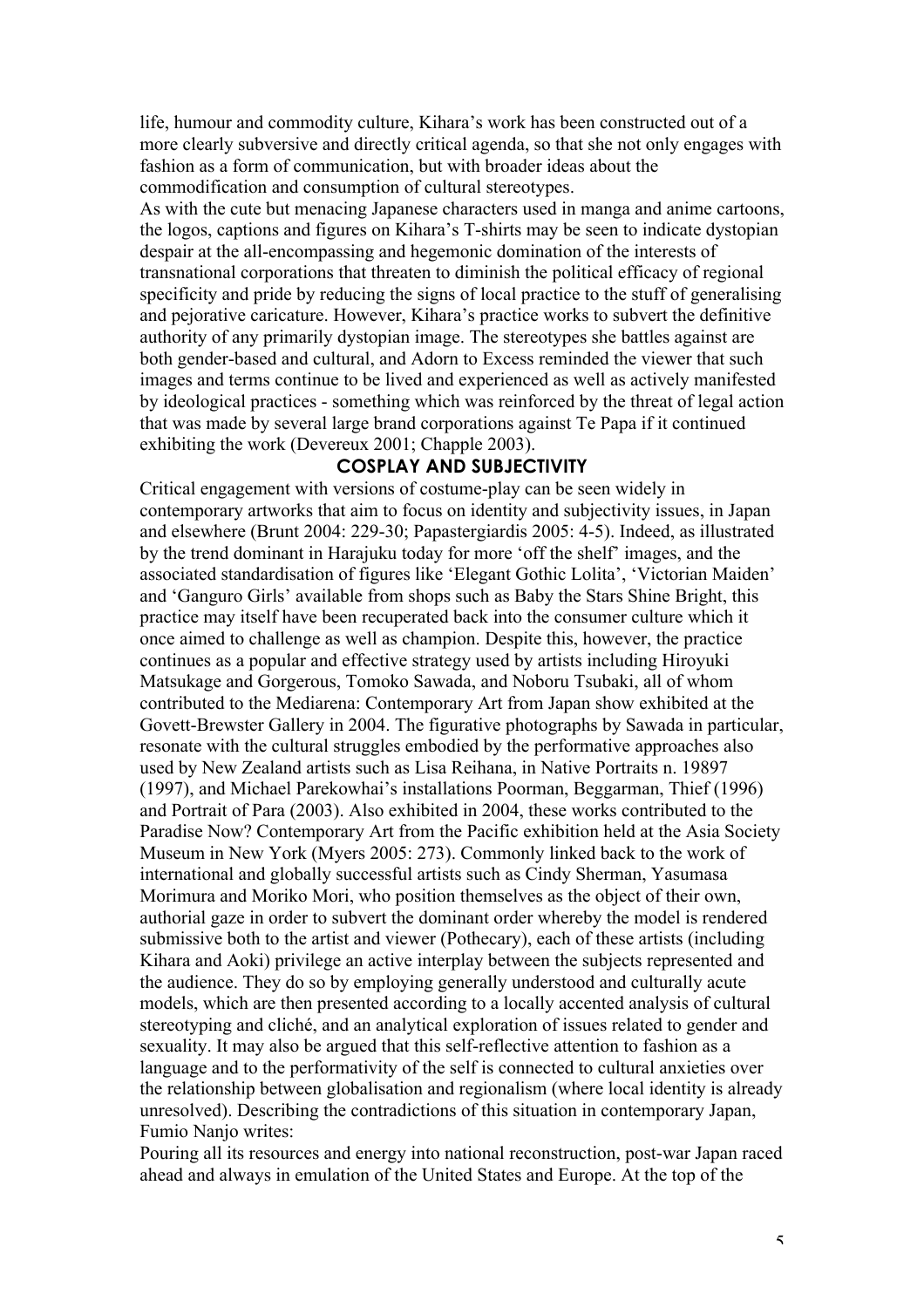life, humour and commodity culture, Kihara's work has been constructed out of a more clearly subversive and directly critical agenda, so that she not only engages with fashion as a form of communication, but with broader ideas about the commodification and consumption of cultural stereotypes.

As with the cute but menacing Japanese characters used in manga and anime cartoons, the logos, captions and figures on Kihara's T-shirts may be seen to indicate dystopian despair at the all-encompassing and hegemonic domination of the interests of transnational corporations that threaten to diminish the political efficacy of regional specificity and pride by reducing the signs of local practice to the stuff of generalising and pejorative caricature. However, Kihara's practice works to subvert the definitive authority of any primarily dystopian image. The stereotypes she battles against are both gender-based and cultural, and Adorn to Excess reminded the viewer that such images and terms continue to be lived and experienced as well as actively manifested by ideological practices - something which was reinforced by the threat of legal action that was made by several large brand corporations against Te Papa if it continued exhibiting the work (Devereux 2001; Chapple 2003).

## COSPLAY AND SUBJECTIVITY

Critical engagement with versions of costume-play can be seen widely in contemporary artworks that aim to focus on identity and subjectivity issues, in Japan and elsewhere (Brunt 2004: 229-30; Papastergiardis 2005: 4-5). Indeed, as illustrated by the trend dominant in Harajuku today for more 'off the shelf' images, and the associated standardisation of figures like 'Elegant Gothic Lolita', 'Victorian Maiden' and 'Ganguro Girls' available from shops such as Baby the Stars Shine Bright, this practice may itself have been recuperated back into the consumer culture which it once aimed to challenge as well as champion. Despite this, however, the practice continues as a popular and effective strategy used by artists including Hiroyuki Matsukage and Gorgerous, Tomoko Sawada, and Noboru Tsubaki, all of whom contributed to the Mediarena: Contemporary Art from Japan show exhibited at the Govett-Brewster Gallery in 2004. The figurative photographs by Sawada in particular, resonate with the cultural struggles embodied by the performative approaches also used by New Zealand artists such as Lisa Reihana, in Native Portraits n. 19897 (1997), and Michael Parekowhai's installations Poorman, Beggarman, Thief (1996) and Portrait of Para (2003). Also exhibited in 2004, these works contributed to the Paradise Now? Contemporary Art from the Pacific exhibition held at the Asia Society Museum in New York (Myers 2005: 273). Commonly linked back to the work of international and globally successful artists such as Cindy Sherman, Yasumasa Morimura and Moriko Mori, who position themselves as the object of their own, authorial gaze in order to subvert the dominant order whereby the model is rendered submissive both to the artist and viewer (Pothecary), each of these artists (including Kihara and Aoki) privilege an active interplay between the subjects represented and the audience. They do so by employing generally understood and culturally acute models, which are then presented according to a locally accented analysis of cultural stereotyping and cliché, and an analytical exploration of issues related to gender and sexuality. It may also be argued that this self-reflective attention to fashion as a language and to the performativity of the self is connected to cultural anxieties over the relationship between globalisation and regionalism (where local identity is already unresolved). Describing the contradictions of this situation in contemporary Japan, Fumio Nanjo writes:

Pouring all its resources and energy into national reconstruction, post-war Japan raced ahead and always in emulation of the United States and Europe. At the top of the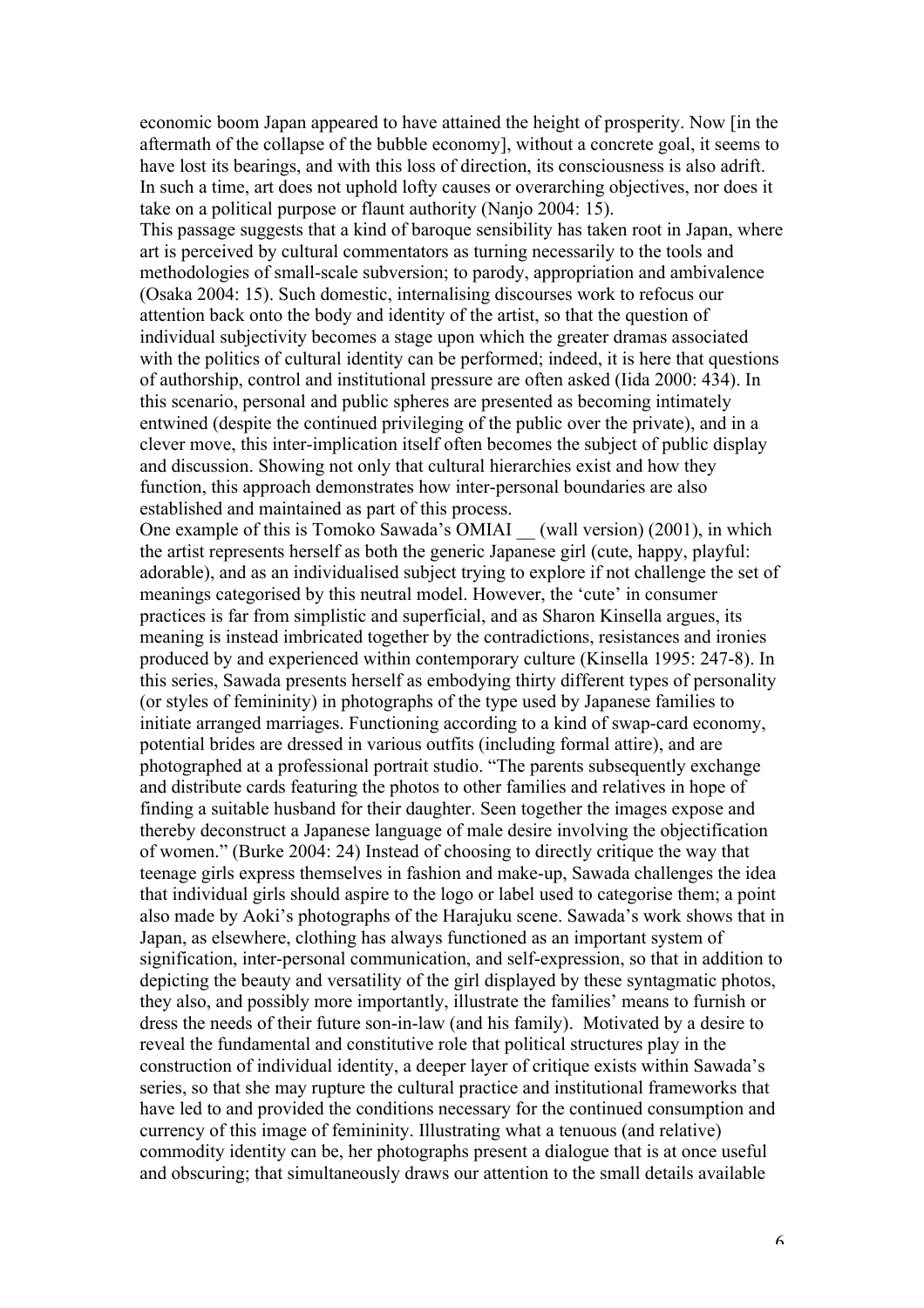economic boom Japan appeared to have attained the height of prosperity. Now [in the aftermath of the collapse of the bubble economy], without a concrete goal, it seems to have lost its bearings, and with this loss of direction, its consciousness is also adrift. In such a time, art does not uphold lofty causes or overarching objectives, nor does it take on a political purpose or flaunt authority (Nanjo 2004: 15).

This passage suggests that a kind of baroque sensibility has taken root in Japan, where art is perceived by cultural commentators as turning necessarily to the tools and methodologies of small-scale subversion; to parody, appropriation and ambivalence (Osaka 2004: 15). Such domestic, internalising discourses work to refocus our attention back onto the body and identity of the artist, so that the question of individual subjectivity becomes a stage upon which the greater dramas associated with the politics of cultural identity can be performed; indeed, it is here that questions of authorship, control and institutional pressure are often asked (Iida 2000: 434). In this scenario, personal and public spheres are presented as becoming intimately entwined (despite the continued privileging of the public over the private), and in a clever move, this inter-implication itself often becomes the subject of public display and discussion. Showing not only that cultural hierarchies exist and how they function, this approach demonstrates how inter-personal boundaries are also established and maintained as part of this process.

One example of this is Tomoko Sawada's OMIAI __ (wall version) (2001), in which the artist represents herself as both the generic Japanese girl (cute, happy, playful: adorable), and as an individualised subject trying to explore if not challenge the set of meanings categorised by this neutral model. However, the 'cute' in consumer practices is far from simplistic and superficial, and as Sharon Kinsella argues, its meaning is instead imbricated together by the contradictions, resistances and ironies produced by and experienced within contemporary culture (Kinsella 1995: 247-8). In this series, Sawada presents herself as embodying thirty different types of personality (or styles of femininity) in photographs of the type used by Japanese families to initiate arranged marriages. Functioning according to a kind of swap-card economy, potential brides are dressed in various outfits (including formal attire), and are photographed at a professional portrait studio. "The parents subsequently exchange and distribute cards featuring the photos to other families and relatives in hope of finding a suitable husband for their daughter. Seen together the images expose and thereby deconstruct a Japanese language of male desire involving the objectification of women." (Burke 2004: 24) Instead of choosing to directly critique the way that teenage girls express themselves in fashion and make-up, Sawada challenges the idea that individual girls should aspire to the logo or label used to categorise them; a point also made by Aoki's photographs of the Harajuku scene. Sawada's work shows that in Japan, as elsewhere, clothing has always functioned as an important system of signification, inter-personal communication, and self-expression, so that in addition to depicting the beauty and versatility of the girl displayed by these syntagmatic photos, they also, and possibly more importantly, illustrate the families' means to furnish or dress the needs of their future son-in-law (and his family). Motivated by a desire to reveal the fundamental and constitutive role that political structures play in the construction of individual identity, a deeper layer of critique exists within Sawada's series, so that she may rupture the cultural practice and institutional frameworks that have led to and provided the conditions necessary for the continued consumption and currency of this image of femininity. Illustrating what a tenuous (and relative) commodity identity can be, her photographs present a dialogue that is at once useful and obscuring; that simultaneously draws our attention to the small details available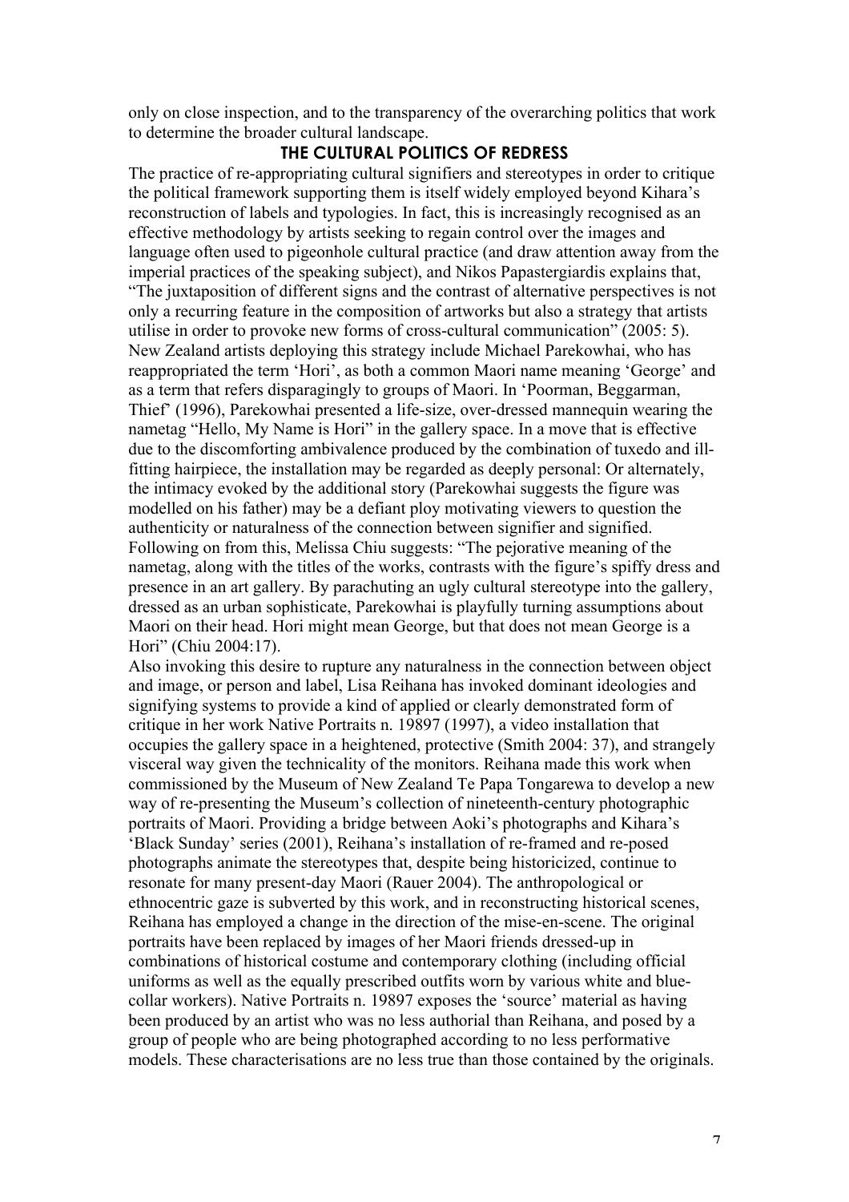only on close inspection, and to the transparency of the overarching politics that work to determine the broader cultural landscape.

## THE CULTURAL POLITICS OF REDRESS

The practice of re-appropriating cultural signifiers and stereotypes in order to critique the political framework supporting them is itself widely employed beyond Kihara's reconstruction of labels and typologies. In fact, this is increasingly recognised as an effective methodology by artists seeking to regain control over the images and language often used to pigeonhole cultural practice (and draw attention away from the imperial practices of the speaking subject), and Nikos Papastergiardis explains that, "The juxtaposition of different signs and the contrast of alternative perspectives is not only a recurring feature in the composition of artworks but also a strategy that artists utilise in order to provoke new forms of cross-cultural communication" (2005: 5). New Zealand artists deploying this strategy include Michael Parekowhai, who has reappropriated the term 'Hori', as both a common Maori name meaning 'George' and as a term that refers disparagingly to groups of Maori. In 'Poorman, Beggarman, Thief' (1996), Parekowhai presented a life-size, over-dressed mannequin wearing the nametag "Hello, My Name is Hori" in the gallery space. In a move that is effective due to the discomforting ambivalence produced by the combination of tuxedo and ill-fitting hairpiece, the installation may be regarded as deeply personal: Or alternately, the intimacy evoked by the additional story (Parekowhai suggests the figure was modelled on his father) may be a defiant ploy motivating viewers to question the authenticity or naturalness of the connection between signifier and signified. Following on from this, Melissa Chiu suggests: "The pejorative meaning of the nametag, along with the titles of the works, contrasts with the figure's spiffy dress and presence in an art gallery. By parachuting an ugly cultural stereotype into the gallery, dressed as an urban sophisticate, Parekowhai is playfully turning assumptions about Maori on their head. Hori might mean George, but that does not mean George is a Hori" (Chiu 2004:17).

Also invoking this desire to rupture any naturalness in the connection between object and image, or person and label, Lisa Reihana has invoked dominant ideologies and signifying systems to provide a kind of applied or clearly demonstrated form of critique in her work Native Portraits n. 19897 (1997), a video installation that occupies the gallery space in a heightened, protective (Smith 2004: 37), and strangely visceral way given the technicality of the monitors. Reihana made this work when commissioned by the Museum of New Zealand Te Papa Tongarewa to develop a new way of re-presenting the Museum's collection of nineteenth-century photographic portraits of Maori. Providing a bridge between Aoki's photographs and Kihara's 'Black Sunday' series (2001), Reihana's installation of re-framed and re-posed photographs animate the stereotypes that, despite being historicized, continue to resonate for many present-day Maori (Rauer 2004). The anthropological or ethnocentric gaze is subverted by this work, and in reconstructing historical scenes, Reihana has employed a change in the direction of the mise-en-scene. The original portraits have been replaced by images of her Maori friends dressed-up in combinations of historical costume and contemporary clothing (including official uniforms as well as the equally prescribed outfits worn by various white and blue-collar workers). Native Portraits n. 19897 exposes the 'source' material as having been produced by an artist who was no less authorial than Reihana, and posed by a group of people who are being photographed according to no less performative models. These characterisations are no less true than those contained by the originals.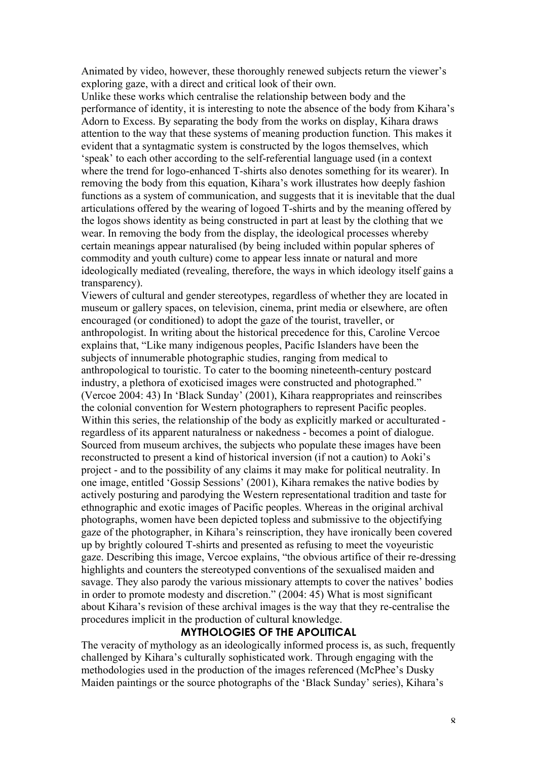Animated by video, however, these thoroughly renewed subjects return the viewer's exploring gaze, with a direct and critical look of their own.

Unlike these works which centralise the relationship between body and the performance of identity, it is interesting to note the absence of the body from Kihara's Adorn to Excess. By separating the body from the works on display, Kihara draws attention to the way that these systems of meaning production function. This makes it evident that a syntagmatic system is constructed by the logos themselves, which 'speak' to each other according to the self-referential language used (in a context where the trend for logo-enhanced T-shirts also denotes something for its wearer). In removing the body from this equation, Kihara's work illustrates how deeply fashion functions as a system of communication, and suggests that it is inevitable that the dual articulations offered by the wearing of logoed T-shirts and by the meaning offered by the logos shows identity as being constructed in part at least by the clothing that we wear. In removing the body from the display, the ideological processes whereby certain meanings appear naturalised (by being included within popular spheres of commodity and youth culture) come to appear less innate or natural and more ideologically mediated (revealing, therefore, the ways in which ideology itself gains a transparency).

Viewers of cultural and gender stereotypes, regardless of whether they are located in museum or gallery spaces, on television, cinema, print media or elsewhere, are often encouraged (or conditioned) to adopt the gaze of the tourist, traveller, or anthropologist. In writing about the historical precedence for this, Caroline Vercoe explains that, "Like many indigenous peoples, Pacific Islanders have been the subjects of innumerable photographic studies, ranging from medical to anthropological to touristic. To cater to the booming nineteenth-century postcard industry, a plethora of exoticised images were constructed and photographed." (Vercoe 2004: 43) In 'Black Sunday' (2001), Kihara reappropriates and reinscribes the colonial convention for Western photographers to represent Pacific peoples. Within this series, the relationship of the body as explicitly marked or acculturated - regardless of its apparent naturalness or nakedness - becomes a point of dialogue. Sourced from museum archives, the subjects who populate these images have been reconstructed to present a kind of historical inversion (if not a caution) to Aoki's project - and to the possibility of any claims it may make for political neutrality. In one image, entitled 'Gossip Sessions' (2001), Kihara remakes the native bodies by actively posturing and parodying the Western representational tradition and taste for ethnographic and exotic images of Pacific peoples. Whereas in the original archival photographs, women have been depicted topless and submissive to the objectifying gaze of the photographer, in Kihara's reinscription, they have ironically been covered up by brightly coloured T-shirts and presented as refusing to meet the voyeuristic gaze. Describing this image, Vercoe explains, "the obvious artifice of their re-dressing highlights and counters the stereotyped conventions of the sexualised maiden and savage. They also parody the various missionary attempts to cover the natives' bodies in order to promote modesty and discretion." (2004: 45) What is most significant about Kihara's revision of these archival images is the way that they re-centralise the procedures implicit in the production of cultural knowledge.

## MYTHOLOGIES OF THE APOLITICAL

The veracity of mythology as an ideologically informed process is, as such, frequently challenged by Kihara's culturally sophisticated work. Through engaging with the methodologies used in the production of the images referenced (McPhee's Dusky Maiden paintings or the source photographs of the 'Black Sunday' series), Kihara's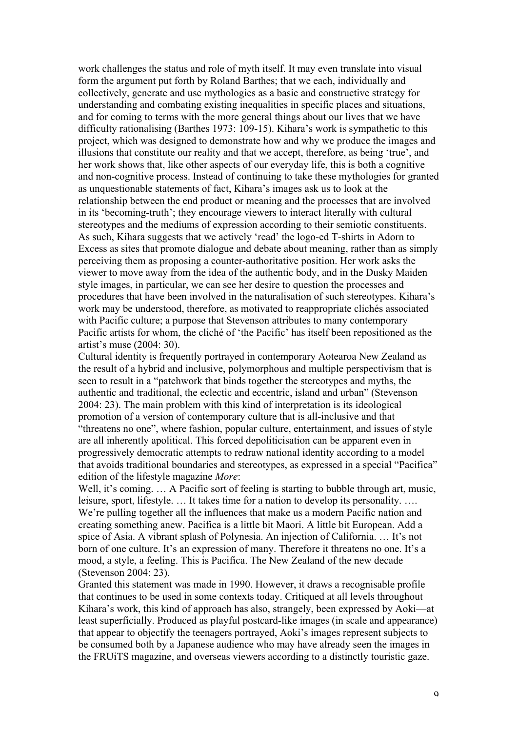work challenges the status and role of myth itself. It may even translate into visual form the argument put forth by Roland Barthes; that we each, individually and collectively, generate and use mythologies as a basic and constructive strategy for understanding and combating existing inequalities in specific places and situations, and for coming to terms with the more general things about our lives that we have difficulty rationalising (Barthes 1973: 109-15). Kihara's work is sympathetic to this project, which was designed to demonstrate how and why we produce the images and illusions that constitute our reality and that we accept, therefore, as being 'true', and her work shows that, like other aspects of our everyday life, this is both a cognitive and non-cognitive process. Instead of continuing to take these mythologies for granted as unquestionable statements of fact, Kihara's images ask us to look at the relationship between the end product or meaning and the processes that are involved in its 'becoming-truth'; they encourage viewers to interact literally with cultural stereotypes and the mediums of expression according to their semiotic constituents. As such, Kihara suggests that we actively 'read' the logo-ed T-shirts in Adorn to Excess as sites that promote dialogue and debate about meaning, rather than as simply perceiving them as proposing a counter-authoritative position. Her work asks the viewer to move away from the idea of the authentic body, and in the Dusky Maiden style images, in particular, we can see her desire to question the processes and procedures that have been involved in the naturalisation of such stereotypes. Kihara's work may be understood, therefore, as motivated to reappropriate clichés associated with Pacific culture; a purpose that Stevenson attributes to many contemporary Pacific artists for whom, the cliché of 'the Pacific' has itself been repositioned as the artist's muse (2004: 30).

Cultural identity is frequently portrayed in contemporary Aotearoa New Zealand as the result of a hybrid and inclusive, polymorphous and multiple perspectivism that is seen to result in a "patchwork that binds together the stereotypes and myths, the authentic and traditional, the eclectic and eccentric, island and urban" (Stevenson 2004: 23). The main problem with this kind of interpretation is its ideological promotion of a version of contemporary culture that is all-inclusive and that "threatens no one", where fashion, popular culture, entertainment, and issues of style are all inherently apolitical. This forced depoliticisation can be apparent even in progressively democratic attempts to redraw national identity according to a model that avoids traditional boundaries and stereotypes, as expressed in a special "Pacifica" edition of the lifestyle magazine *More*:

Well, it's coming. … A Pacific sort of feeling is starting to bubble through art, music, leisure, sport, lifestyle. … It takes time for a nation to develop its personality. …. We're pulling together all the influences that make us a modern Pacific nation and creating something anew. Pacifica is a little bit Maori. A little bit European. Add a spice of Asia. A vibrant splash of Polynesia. An injection of California. … It's not born of one culture. It's an expression of many. Therefore it threatens no one. It's a mood, a style, a feeling. This is Pacifica. The New Zealand of the new decade (Stevenson 2004: 23).

Granted this statement was made in 1990. However, it draws a recognisable profile that continues to be used in some contexts today. Critiqued at all levels throughout Kihara's work, this kind of approach has also, strangely, been expressed by Aoki—at least superficially. Produced as playful postcard-like images (in scale and appearance) that appear to objectify the teenagers portrayed, Aoki's images represent subjects to be consumed both by a Japanese audience who may have already seen the images in the FRUiTS magazine, and overseas viewers according to a distinctly touristic gaze.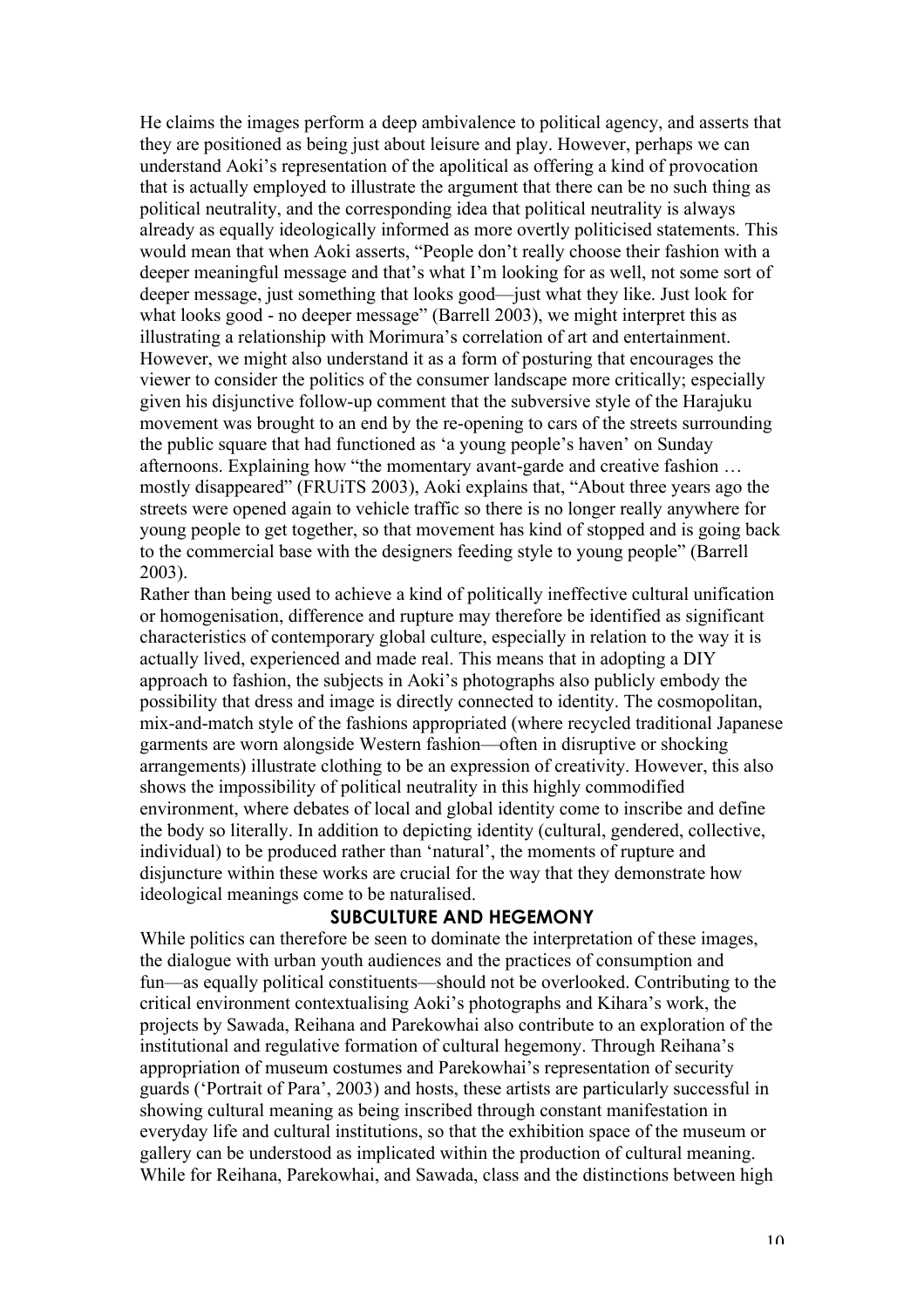He claims the images perform a deep ambivalence to political agency, and asserts that they are positioned as being just about leisure and play. However, perhaps we can understand Aoki's representation of the apolitical as offering a kind of provocation that is actually employed to illustrate the argument that there can be no such thing as political neutrality, and the corresponding idea that political neutrality is always already as equally ideologically informed as more overtly politicised statements. This would mean that when Aoki asserts, "People don't really choose their fashion with a deeper meaningful message and that's what I'm looking for as well, not some sort of deeper message, just something that looks good—just what they like. Just look for what looks good - no deeper message" (Barrell 2003), we might interpret this as illustrating a relationship with Morimura's correlation of art and entertainment. However, we might also understand it as a form of posturing that encourages the viewer to consider the politics of the consumer landscape more critically; especially given his disjunctive follow-up comment that the subversive style of the Harajuku movement was brought to an end by the re-opening to cars of the streets surrounding the public square that had functioned as 'a young people's haven' on Sunday afternoons. Explaining how "the momentary avant-garde and creative fashion … mostly disappeared" (FRUiTS 2003), Aoki explains that, "About three years ago the streets were opened again to vehicle traffic so there is no longer really anywhere for young people to get together, so that movement has kind of stopped and is going back to the commercial base with the designers feeding style to young people" (Barrell 2003).

Rather than being used to achieve a kind of politically ineffective cultural unification or homogenisation, difference and rupture may therefore be identified as significant characteristics of contemporary global culture, especially in relation to the way it is actually lived, experienced and made real. This means that in adopting a DIY approach to fashion, the subjects in Aoki's photographs also publicly embody the possibility that dress and image is directly connected to identity. The cosmopolitan, mix-and-match style of the fashions appropriated (where recycled traditional Japanese garments are worn alongside Western fashion—often in disruptive or shocking arrangements) illustrate clothing to be an expression of creativity. However, this also shows the impossibility of political neutrality in this highly commodified environment, where debates of local and global identity come to inscribe and define the body so literally. In addition to depicting identity (cultural, gendered, collective, individual) to be produced rather than 'natural', the moments of rupture and disjuncture within these works are crucial for the way that they demonstrate how ideological meanings come to be naturalised.

## SUBCULTURE AND HEGEMONY

While politics can therefore be seen to dominate the interpretation of these images, the dialogue with urban youth audiences and the practices of consumption and fun—as equally political constituents—should not be overlooked. Contributing to the critical environment contextualising Aoki's photographs and Kihara's work, the projects by Sawada, Reihana and Parekowhai also contribute to an exploration of the institutional and regulative formation of cultural hegemony. Through Reihana's appropriation of museum costumes and Parekowhai's representation of security guards ('Portrait of Para', 2003) and hosts, these artists are particularly successful in showing cultural meaning as being inscribed through constant manifestation in everyday life and cultural institutions, so that the exhibition space of the museum or gallery can be understood as implicated within the production of cultural meaning. While for Reihana, Parekowhai, and Sawada, class and the distinctions between high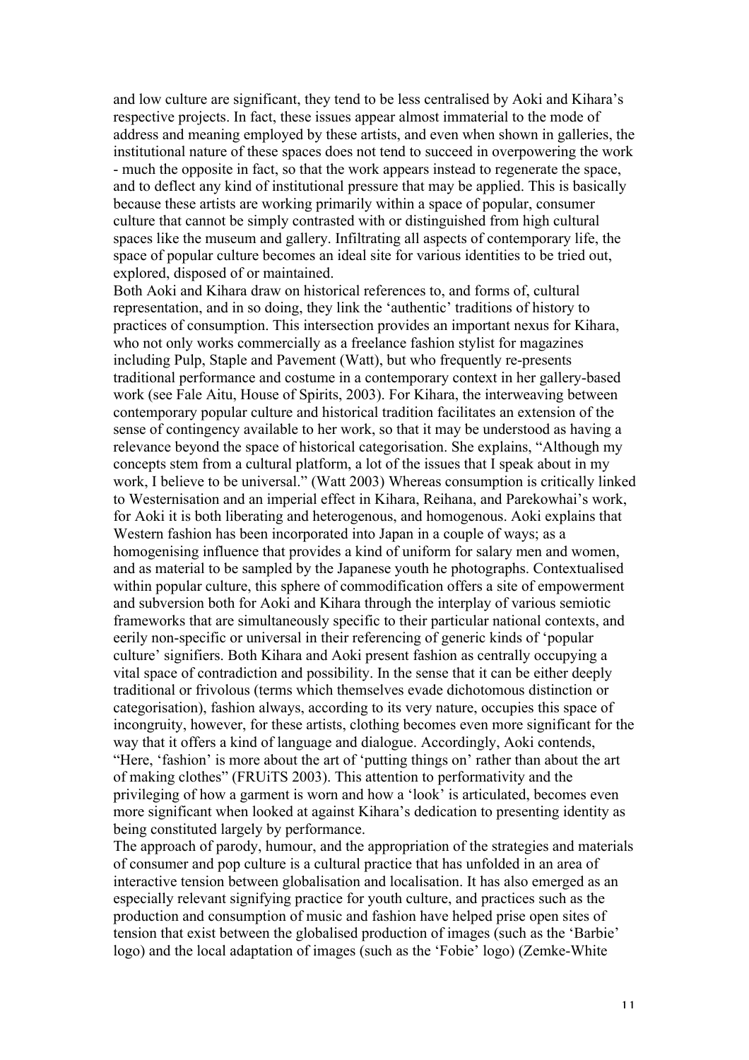and low culture are significant, they tend to be less centralised by Aoki and Kihara's respective projects. In fact, these issues appear almost immaterial to the mode of address and meaning employed by these artists, and even when shown in galleries, the institutional nature of these spaces does not tend to succeed in overpowering the work - much the opposite in fact, so that the work appears instead to regenerate the space, and to deflect any kind of institutional pressure that may be applied. This is basically because these artists are working primarily within a space of popular, consumer culture that cannot be simply contrasted with or distinguished from high cultural spaces like the museum and gallery. Infiltrating all aspects of contemporary life, the space of popular culture becomes an ideal site for various identities to be tried out, explored, disposed of or maintained.

Both Aoki and Kihara draw on historical references to, and forms of, cultural representation, and in so doing, they link the 'authentic' traditions of history to practices of consumption. This intersection provides an important nexus for Kihara, who not only works commercially as a freelance fashion stylist for magazines including Pulp, Staple and Pavement (Watt), but who frequently re-presents traditional performance and costume in a contemporary context in her gallery-based work (see Fale Aitu, House of Spirits, 2003). For Kihara, the interweaving between contemporary popular culture and historical tradition facilitates an extension of the sense of contingency available to her work, so that it may be understood as having a relevance beyond the space of historical categorisation. She explains, "Although my concepts stem from a cultural platform, a lot of the issues that I speak about in my work, I believe to be universal." (Watt 2003) Whereas consumption is critically linked to Westernisation and an imperial effect in Kihara, Reihana, and Parekowhai's work, for Aoki it is both liberating and heterogenous, and homogenous. Aoki explains that Western fashion has been incorporated into Japan in a couple of ways; as a homogenising influence that provides a kind of uniform for salary men and women, and as material to be sampled by the Japanese youth he photographs. Contextualised within popular culture, this sphere of commodification offers a site of empowerment and subversion both for Aoki and Kihara through the interplay of various semiotic frameworks that are simultaneously specific to their particular national contexts, and eerily non-specific or universal in their referencing of generic kinds of 'popular culture' signifiers. Both Kihara and Aoki present fashion as centrally occupying a vital space of contradiction and possibility. In the sense that it can be either deeply traditional or frivolous (terms which themselves evade dichotomous distinction or categorisation), fashion always, according to its very nature, occupies this space of incongruity, however, for these artists, clothing becomes even more significant for the way that it offers a kind of language and dialogue. Accordingly, Aoki contends, "Here, 'fashion' is more about the art of 'putting things on' rather than about the art of making clothes" (FRUiTS 2003). This attention to performativity and the privileging of how a garment is worn and how a 'look' is articulated, becomes even more significant when looked at against Kihara's dedication to presenting identity as being constituted largely by performance.

The approach of parody, humour, and the appropriation of the strategies and materials of consumer and pop culture is a cultural practice that has unfolded in an area of interactive tension between globalisation and localisation. It has also emerged as an especially relevant signifying practice for youth culture, and practices such as the production and consumption of music and fashion have helped prise open sites of tension that exist between the globalised production of images (such as the 'Barbie' logo) and the local adaptation of images (such as the 'Fobie' logo) (Zemke-White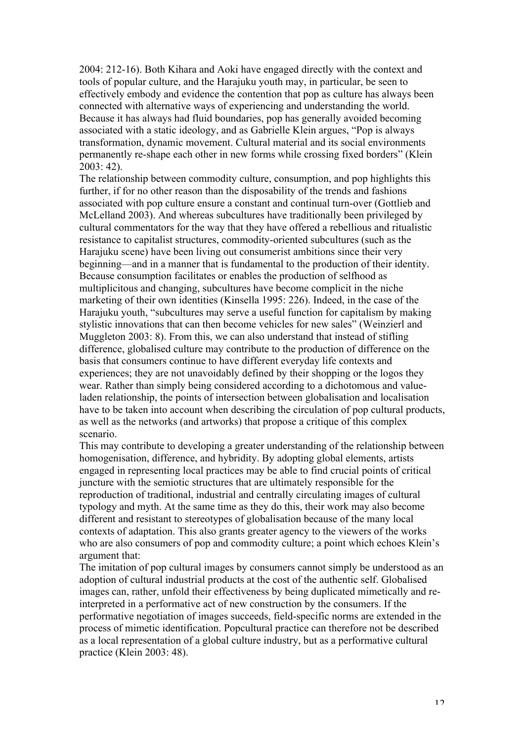2004: 212-16). Both Kihara and Aoki have engaged directly with the context and tools of popular culture, and the Harajuku youth may, in particular, be seen to effectively embody and evidence the contention that pop as culture has always been connected with alternative ways of experiencing and understanding the world. Because it has always had fluid boundaries, pop has generally avoided becoming associated with a static ideology, and as Gabrielle Klein argues, "Pop is always transformation, dynamic movement. Cultural material and its social environments permanently re-shape each other in new forms while crossing fixed borders" (Klein 2003: 42).

The relationship between commodity culture, consumption, and pop highlights this further, if for no other reason than the disposability of the trends and fashions associated with pop culture ensure a constant and continual turn-over (Gottlieb and McLelland 2003). And whereas subcultures have traditionally been privileged by cultural commentators for the way that they have offered a rebellious and ritualistic resistance to capitalist structures, commodity-oriented subcultures (such as the Harajuku scene) have been living out consumerist ambitions since their very beginning—and in a manner that is fundamental to the production of their identity. Because consumption facilitates or enables the production of selfhood as multiplicitous and changing, subcultures have become complicit in the niche marketing of their own identities (Kinsella 1995: 226). Indeed, in the case of the Harajuku youth, "subcultures may serve a useful function for capitalism by making stylistic innovations that can then become vehicles for new sales" (Weinzierl and Muggleton 2003: 8). From this, we can also understand that instead of stifling difference, globalised culture may contribute to the production of difference on the basis that consumers continue to have different everyday life contexts and experiences; they are not unavoidably defined by their shopping or the logos they wear. Rather than simply being considered according to a dichotomous and value-laden relationship, the points of intersection between globalisation and localisation have to be taken into account when describing the circulation of pop cultural products, as well as the networks (and artworks) that propose a critique of this complex scenario.

This may contribute to developing a greater understanding of the relationship between homogenisation, difference, and hybridity. By adopting global elements, artists engaged in representing local practices may be able to find crucial points of critical juncture with the semiotic structures that are ultimately responsible for the reproduction of traditional, industrial and centrally circulating images of cultural typology and myth. At the same time as they do this, their work may also become different and resistant to stereotypes of globalisation because of the many local contexts of adaptation. This also grants greater agency to the viewers of the works who are also consumers of pop and commodity culture; a point which echoes Klein's argument that:

The imitation of pop cultural images by consumers cannot simply be understood as an adoption of cultural industrial products at the cost of the authentic self. Globalised images can, rather, unfold their effectiveness by being duplicated mimetically and re-interpreted in a performative act of new construction by the consumers. If the performative negotiation of images succeeds, field-specific norms are extended in the process of mimetic identification. Popcultural practice can therefore not be described as a local representation of a global culture industry, but as a performative cultural practice (Klein 2003: 48).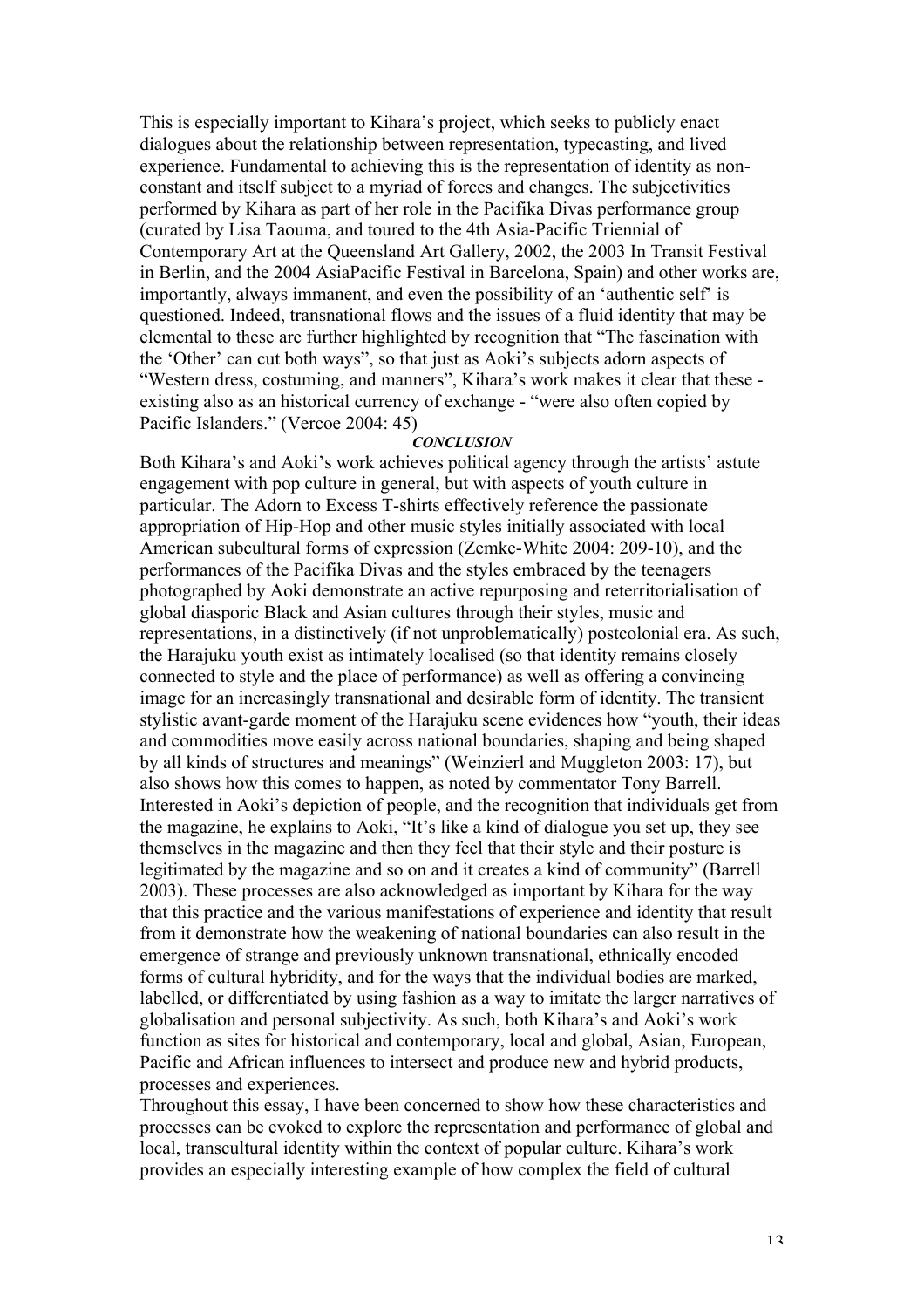This is especially important to Kihara's project, which seeks to publicly enact dialogues about the relationship between representation, typecasting, and lived experience. Fundamental to achieving this is the representation of identity as non-constant and itself subject to a myriad of forces and changes. The subjectivities performed by Kihara as part of her role in the Pacifika Divas performance group (curated by Lisa Taouma, and toured to the 4th Asia-Pacific Triennial of Contemporary Art at the Queensland Art Gallery, 2002, the 2003 In Transit Festival in Berlin, and the 2004 AsiaPacific Festival in Barcelona, Spain) and other works are, importantly, always immanent, and even the possibility of an 'authentic self' is questioned. Indeed, transnational flows and the issues of a fluid identity that may be elemental to these are further highlighted by recognition that "The fascination with the 'Other' can cut both ways", so that just as Aoki's subjects adorn aspects of "Western dress, costuming, and manners", Kihara's work makes it clear that these - existing also as an historical currency of exchange - "were also often copied by Pacific Islanders." (Vercoe 2004: 45)

## *CONCLUSION*

Both Kihara's and Aoki's work achieves political agency through the artists' astute engagement with pop culture in general, but with aspects of youth culture in particular. The Adorn to Excess T-shirts effectively reference the passionate appropriation of Hip-Hop and other music styles initially associated with local American subcultural forms of expression (Zemke-White 2004: 209-10), and the performances of the Pacifika Divas and the styles embraced by the teenagers photographed by Aoki demonstrate an active repurposing and reterritorialisation of global diasporic Black and Asian cultures through their styles, music and representations, in a distinctively (if not unproblematically) postcolonial era. As such, the Harajuku youth exist as intimately localised (so that identity remains closely connected to style and the place of performance) as well as offering a convincing image for an increasingly transnational and desirable form of identity. The transient stylistic avant-garde moment of the Harajuku scene evidences how "youth, their ideas and commodities move easily across national boundaries, shaping and being shaped by all kinds of structures and meanings" (Weinzierl and Muggleton 2003: 17), but also shows how this comes to happen, as noted by commentator Tony Barrell. Interested in Aoki's depiction of people, and the recognition that individuals get from the magazine, he explains to Aoki, "It's like a kind of dialogue you set up, they see themselves in the magazine and then they feel that their style and their posture is legitimated by the magazine and so on and it creates a kind of community" (Barrell 2003). These processes are also acknowledged as important by Kihara for the way that this practice and the various manifestations of experience and identity that result from it demonstrate how the weakening of national boundaries can also result in the emergence of strange and previously unknown transnational, ethnically encoded forms of cultural hybridity, and for the ways that the individual bodies are marked, labelled, or differentiated by using fashion as a way to imitate the larger narratives of globalisation and personal subjectivity. As such, both Kihara's and Aoki's work function as sites for historical and contemporary, local and global, Asian, European, Pacific and African influences to intersect and produce new and hybrid products, processes and experiences.

Throughout this essay, I have been concerned to show how these characteristics and processes can be evoked to explore the representation and performance of global and local, transcultural identity within the context of popular culture. Kihara's work provides an especially interesting example of how complex the field of cultural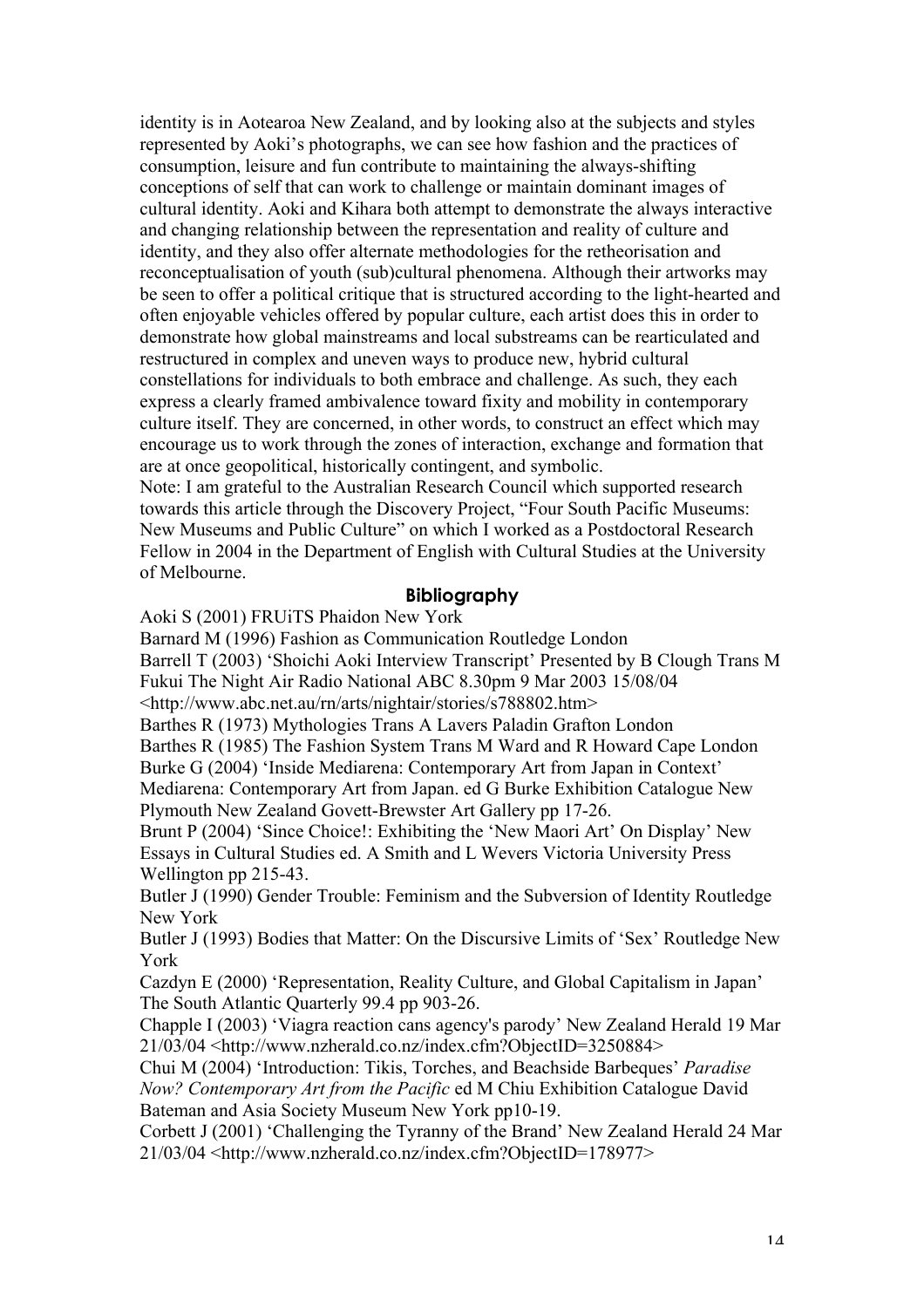identity is in Aotearoa New Zealand, and by looking also at the subjects and styles represented by Aoki's photographs, we can see how fashion and the practices of consumption, leisure and fun contribute to maintaining the always-shifting conceptions of self that can work to challenge or maintain dominant images of cultural identity. Aoki and Kihara both attempt to demonstrate the always interactive and changing relationship between the representation and reality of culture and identity, and they also offer alternate methodologies for the retheorisation and reconceptualisation of youth (sub)cultural phenomena. Although their artworks may be seen to offer a political critique that is structured according to the light-hearted and often enjoyable vehicles offered by popular culture, each artist does this in order to demonstrate how global mainstreams and local substreams can be rearticulated and restructured in complex and uneven ways to produce new, hybrid cultural constellations for individuals to both embrace and challenge. As such, they each express a clearly framed ambivalence toward fixity and mobility in contemporary culture itself. They are concerned, in other words, to construct an effect which may encourage us to work through the zones of interaction, exchange and formation that are at once geopolitical, historically contingent, and symbolic.

Note: I am grateful to the Australian Research Council which supported research towards this article through the Discovery Project, "Four South Pacific Museums: New Museums and Public Culture" on which I worked as a Postdoctoral Research Fellow in 2004 in the Department of English with Cultural Studies at the University of Melbourne.

## Bibliography

Aoki S (2001) FRUiTS Phaidon New York

Barnard M (1996) Fashion as Communication Routledge London

Barrell T (2003) 'Shoichi Aoki Interview Transcript' Presented by B Clough Trans M Fukui The Night Air Radio National ABC 8.30pm 9 Mar 2003 15/08/04 <http://www.abc.net.au/rn/arts/nightair/stories/s788802.htm>

Barthes R (1973) Mythologies Trans A Lavers Paladin Grafton London

Barthes R (1985) The Fashion System Trans M Ward and R Howard Cape London

Burke G (2004) 'Inside Mediarena: Contemporary Art from Japan in Context' Mediarena: Contemporary Art from Japan. ed G Burke Exhibition Catalogue New Plymouth New Zealand Govett-Brewster Art Gallery pp 17-26.

Brunt P (2004) 'Since Choice!: Exhibiting the 'New Maori Art' On Display' New Essays in Cultural Studies ed. A Smith and L Wevers Victoria University Press Wellington pp 215-43.

Butler J (1990) Gender Trouble: Feminism and the Subversion of Identity Routledge New York

Butler J (1993) Bodies that Matter: On the Discursive Limits of 'Sex' Routledge New York

Cazdyn E (2000) 'Representation, Reality Culture, and Global Capitalism in Japan' The South Atlantic Quarterly 99.4 pp 903-26.

Chapple I (2003) 'Viagra reaction cans agency's parody' New Zealand Herald 19 Mar 21/03/04 <http://www.nzherald.co.nz/index.cfm?ObjectID=3250884>

Chui M (2004) 'Introduction: Tikis, Torches, and Beachside Barbeques' *Paradise Now? Contemporary Art from the Pacific* ed M Chiu Exhibition Catalogue David Bateman and Asia Society Museum New York pp10-19.

Corbett J (2001) 'Challenging the Tyranny of the Brand' New Zealand Herald 24 Mar 21/03/04 <http://www.nzherald.co.nz/index.cfm?ObjectID=178977>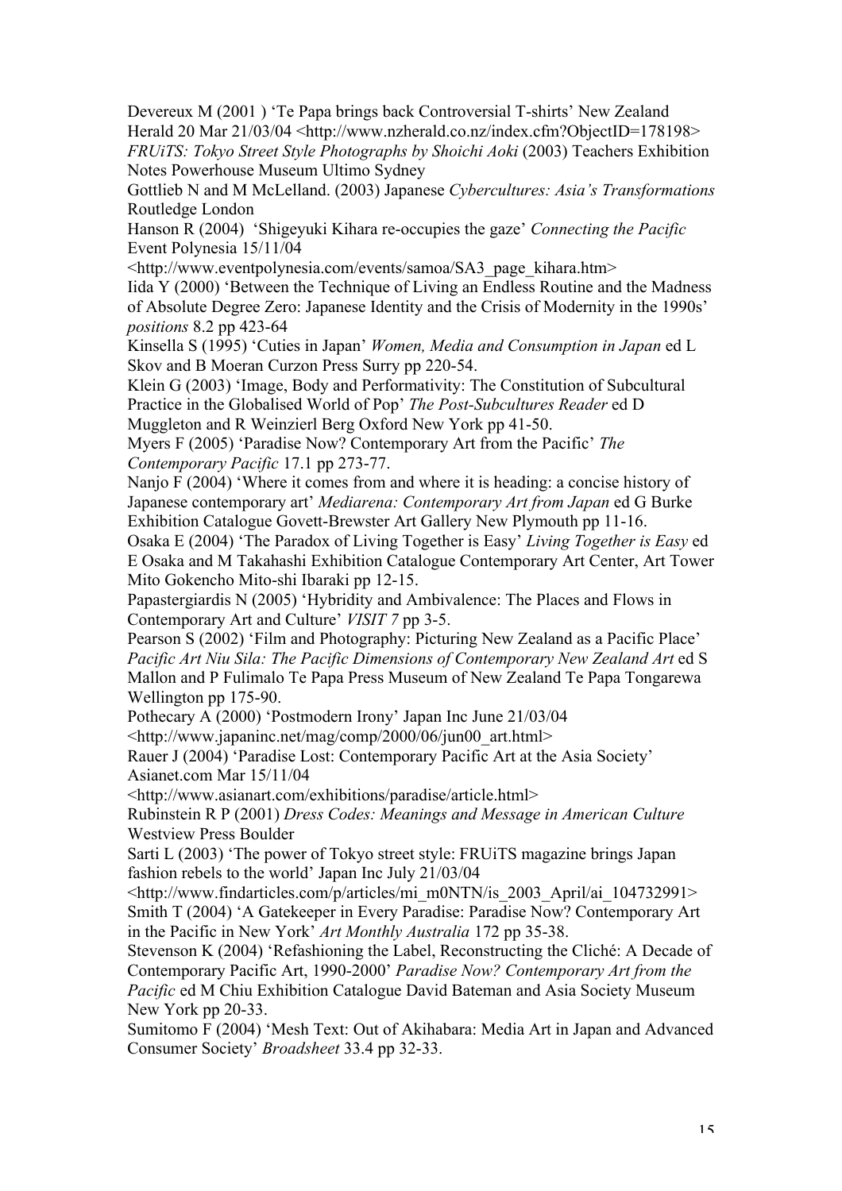Devereux M (2001 ) 'Te Papa brings back Controversial T-shirts' New Zealand Herald 20 Mar 21/03/04 <http://www.nzherald.co.nz/index.cfm?ObjectID=178198>

*FRUiTS: Tokyo Street Style Photographs by Shoichi Aoki* (2003) Teachers Exhibition Notes Powerhouse Museum Ultimo Sydney

Gottlieb N and M McLelland. (2003) Japanese *Cybercultures: Asia's Transformations* Routledge London

Hanson R (2004) 'Shigeyuki Kihara re-occupies the gaze' *Connecting the Pacific* Event Polynesia 15/11/04 <http://www.eventpolynesia.com/events/samoa/SA3_page_kihara.htm>

Iida Y (2000) 'Between the Technique of Living an Endless Routine and the Madness of Absolute Degree Zero: Japanese Identity and the Crisis of Modernity in the 1990s' *positions* 8.2 pp 423-64

Kinsella S (1995) 'Cuties in Japan' *Women, Media and Consumption in Japan* ed L Skov and B Moeran Curzon Press Surry pp 220-54.

Klein G (2003) 'Image, Body and Performativity: The Constitution of Subcultural Practice in the Globalised World of Pop' *The Post-Subcultures Reader* ed D Muggleton and R Weinzierl Berg Oxford New York pp 41-50.

Myers F (2005) 'Paradise Now? Contemporary Art from the Pacific' *The Contemporary Pacific* 17.1 pp 273-77.

Nanjo F (2004) 'Where it comes from and where it is heading: a concise history of Japanese contemporary art' *Mediarena: Contemporary Art from Japan* ed G Burke Exhibition Catalogue Govett-Brewster Art Gallery New Plymouth pp 11-16.

Osaka E (2004) 'The Paradox of Living Together is Easy' *Living Together is Easy* ed E Osaka and M Takahashi Exhibition Catalogue Contemporary Art Center, Art Tower Mito Gokencho Mito-shi Ibaraki pp 12-15.

Papastergiardis N (2005) 'Hybridity and Ambivalence: The Places and Flows in Contemporary Art and Culture' *VISIT 7* pp 3-5.

Pearson S (2002) 'Film and Photography: Picturing New Zealand as a Pacific Place' *Pacific Art Niu Sila: The Pacific Dimensions of Contemporary New Zealand Art* ed S Mallon and P Fulimalo Te Papa Press Museum of New Zealand Te Papa Tongarewa Wellington pp 175-90.

Pothecary A (2000) 'Postmodern Irony' Japan Inc June 21/03/04 <http://www.japaninc.net/mag/comp/2000/06/jun00_art.html>

Rauer J (2004) 'Paradise Lost: Contemporary Pacific Art at the Asia Society' Asianet.com Mar 15/11/04 <http://www.asianart.com/exhibitions/paradise/article.html>

Rubinstein R P (2001) *Dress Codes: Meanings and Message in American Culture* Westview Press Boulder

Sarti L (2003) 'The power of Tokyo street style: FRUiTS magazine brings Japan fashion rebels to the world' Japan Inc July 21/03/04 <http://www.findarticles.com/p/articles/mi_m0NTN/is_2003_April/ai_104732991>

Smith T (2004) 'A Gatekeeper in Every Paradise: Paradise Now? Contemporary Art in the Pacific in New York' *Art Monthly Australia* 172 pp 35-38.

Stevenson K (2004) 'Refashioning the Label, Reconstructing the Cliché: A Decade of Contemporary Pacific Art, 1990-2000' *Paradise Now? Contemporary Art from the Pacific* ed M Chiu Exhibition Catalogue David Bateman and Asia Society Museum New York pp 20-33.

Sumitomo F (2004) 'Mesh Text: Out of Akihabara: Media Art in Japan and Advanced Consumer Society' *Broadsheet* 33.4 pp 32-33.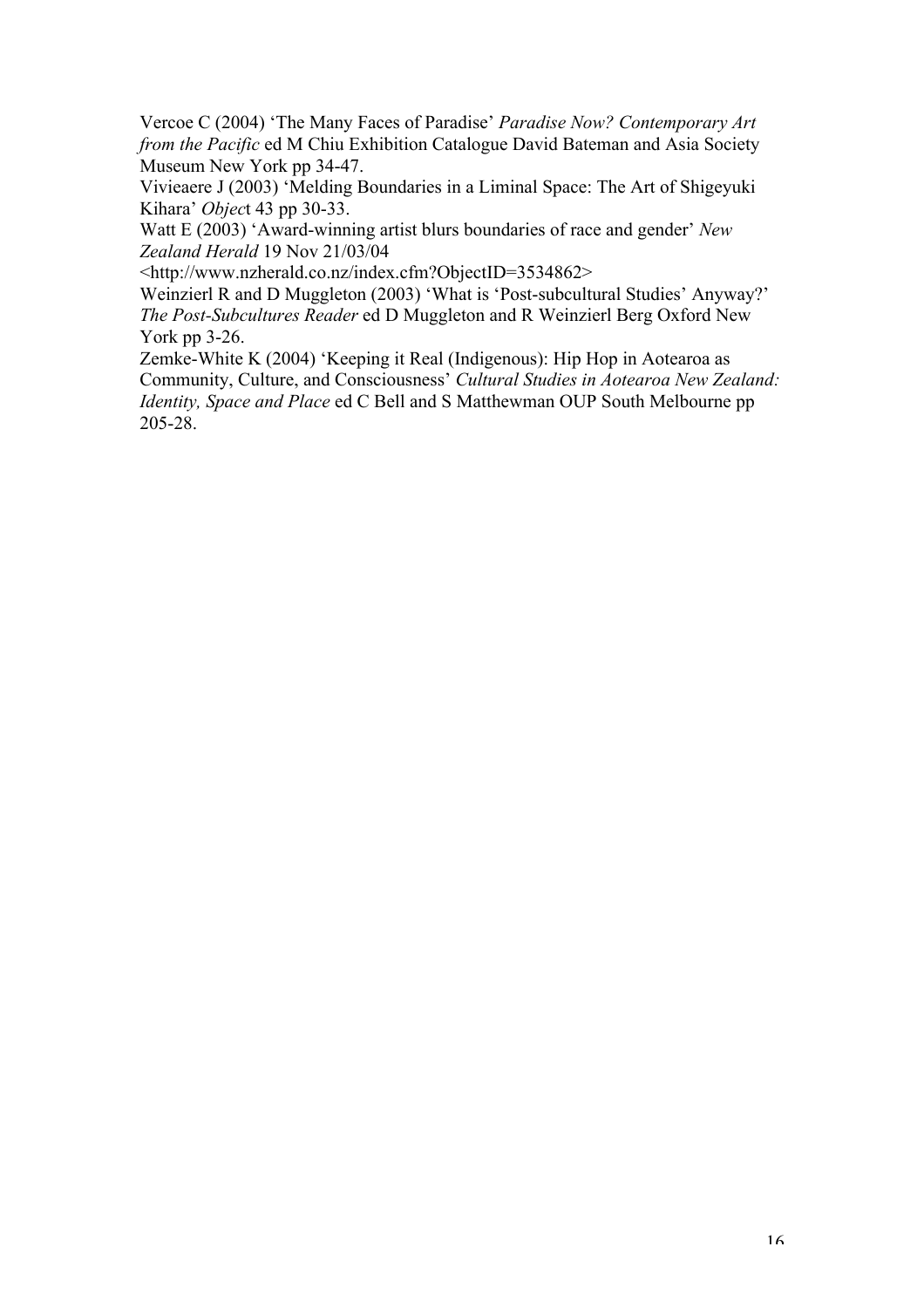Vercoe C (2004) 'The Many Faces of Paradise' *Paradise Now? Contemporary Art from the Pacific* ed M Chiu Exhibition Catalogue David Bateman and Asia Society Museum New York pp 34-47.

Vivieaere J (2003) 'Melding Boundaries in a Liminal Space: The Art of Shigeyuki Kihara' *Object* 43 pp 30-33.

Watt E (2003) 'Award-winning artist blurs boundaries of race and gender' *New Zealand Herald* 19 Nov 21/03/04 <http://www.nzherald.co.nz/index.cfm?ObjectID=3534862>

Weinzierl R and D Muggleton (2003) 'What is 'Post-subcultural Studies' Anyway?' *The Post-Subcultures Reader* ed D Muggleton and R Weinzierl Berg Oxford New York pp 3-26.

Zemke-White K (2004) 'Keeping it Real (Indigenous): Hip Hop in Aotearoa as Community, Culture, and Consciousness' *Cultural Studies in Aotearoa New Zealand: Identity, Space and Place* ed C Bell and S Matthewman OUP South Melbourne pp 205-28.